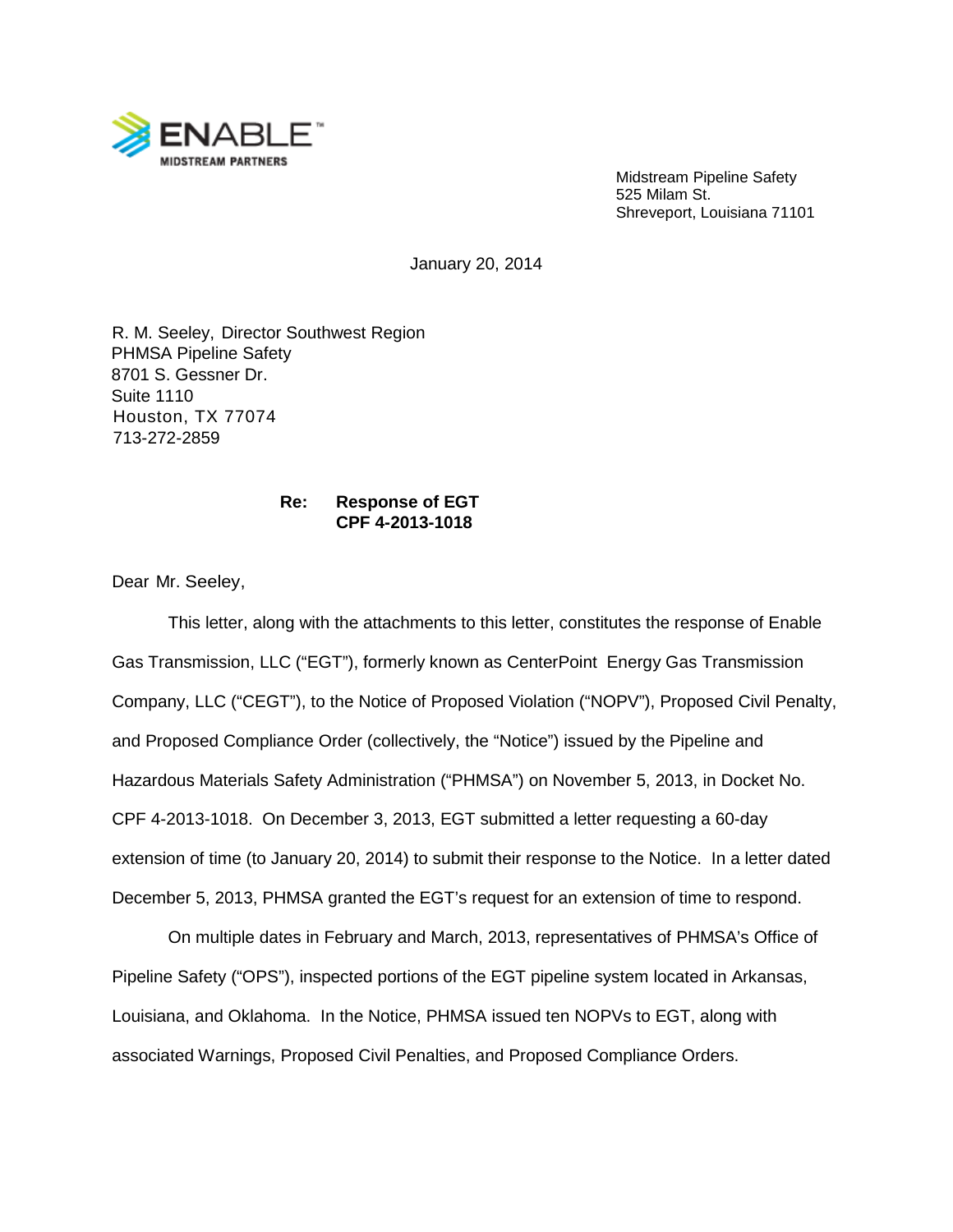ENABLE™
MIDSTREAM PARTNERS

Midstream Pipeline Safety
525 Milam St.
Shreveport, Louisiana 71101

January 20, 2014

R. M. Seeley, Director Southwest Region
PHMSA Pipeline Safety
8701 S. Gessner Dr.
Suite 1110
Houston, TX 77074
713-272-2859

**Re: Response of EGT**
**CPF 4-2013-1018**

Dear Mr. Seeley,

This letter, along with the attachments to this letter, constitutes the response of Enable Gas Transmission, LLC ("EGT"), formerly known as CenterPoint Energy Gas Transmission Company, LLC ("CEGT"), to the Notice of Proposed Violation ("NOPV"), Proposed Civil Penalty, and Proposed Compliance Order (collectively, the "Notice") issued by the Pipeline and Hazardous Materials Safety Administration ("PHMSA") on November 5, 2013, in Docket No. CPF 4-2013-1018. On December 3, 2013, EGT submitted a letter requesting a 60-day extension of time (to January 20, 2014) to submit their response to the Notice. In a letter dated December 5, 2013, PHMSA granted the EGT's request for an extension of time to respond.

On multiple dates in February and March, 2013, representatives of PHMSA's Office of Pipeline Safety ("OPS"), inspected portions of the EGT pipeline system located in Arkansas, Louisiana, and Oklahoma. In the Notice, PHMSA issued ten NOPVs to EGT, along with associated Warnings, Proposed Civil Penalties, and Proposed Compliance Orders.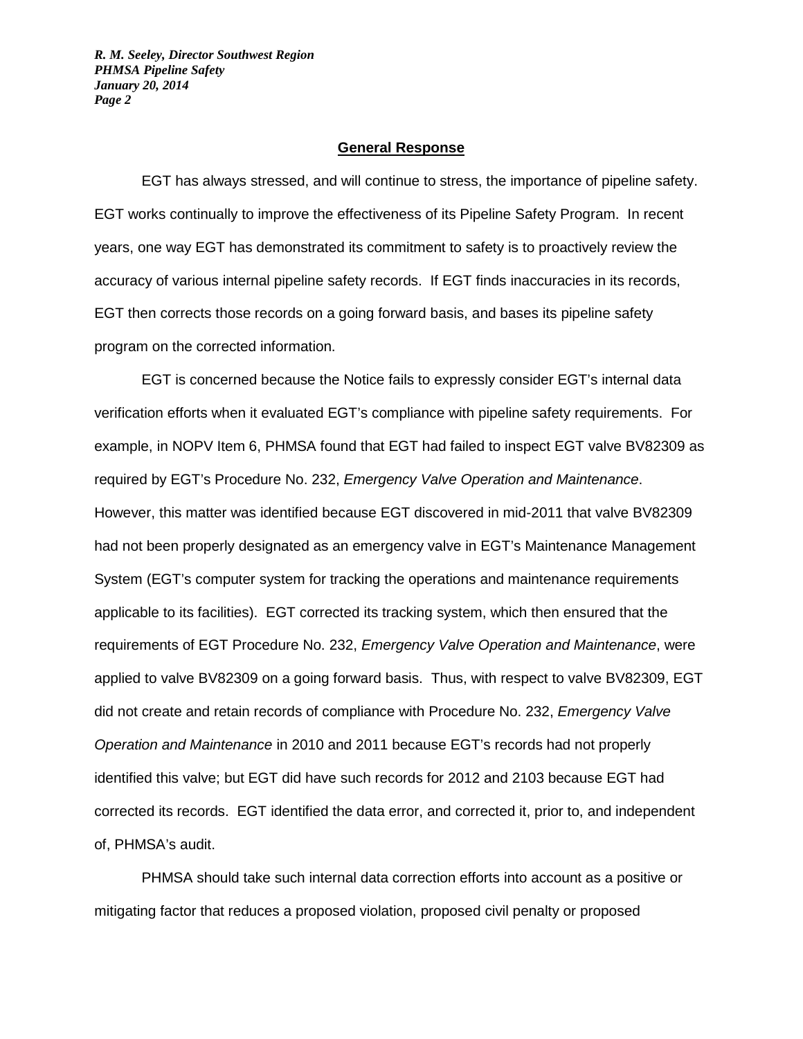## General Response

EGT has always stressed, and will continue to stress, the importance of pipeline safety. EGT works continually to improve the effectiveness of its Pipeline Safety Program. In recent years, one way EGT has demonstrated its commitment to safety is to proactively review the accuracy of various internal pipeline safety records. If EGT finds inaccuracies in its records, EGT then corrects those records on a going forward basis, and bases its pipeline safety program on the corrected information.

EGT is concerned because the Notice fails to expressly consider EGT's internal data verification efforts when it evaluated EGT's compliance with pipeline safety requirements. For example, in NOPV Item 6, PHMSA found that EGT had failed to inspect EGT valve BV82309 as required by EGT's Procedure No. 232, *Emergency Valve Operation and Maintenance*. However, this matter was identified because EGT discovered in mid-2011 that valve BV82309 had not been properly designated as an emergency valve in EGT's Maintenance Management System (EGT's computer system for tracking the operations and maintenance requirements applicable to its facilities). EGT corrected its tracking system, which then ensured that the requirements of EGT Procedure No. 232, *Emergency Valve Operation and Maintenance*, were applied to valve BV82309 on a going forward basis. Thus, with respect to valve BV82309, EGT did not create and retain records of compliance with Procedure No. 232, *Emergency Valve Operation and Maintenance* in 2010 and 2011 because EGT's records had not properly identified this valve; but EGT did have such records for 2012 and 2103 because EGT had corrected its records. EGT identified the data error, and corrected it, prior to, and independent of, PHMSA's audit.

PHMSA should take such internal data correction efforts into account as a positive or mitigating factor that reduces a proposed violation, proposed civil penalty or proposed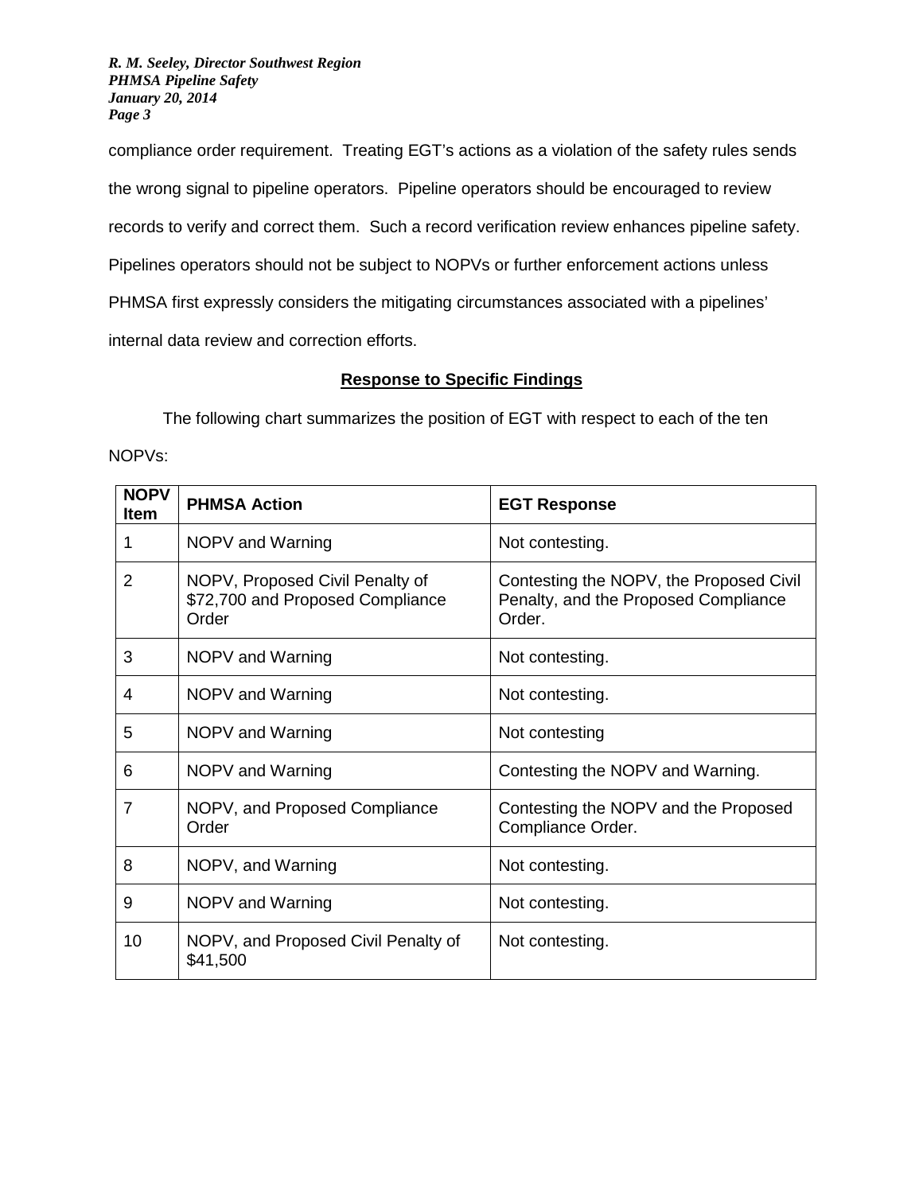compliance order requirement. Treating EGT's actions as a violation of the safety rules sends the wrong signal to pipeline operators. Pipeline operators should be encouraged to review records to verify and correct them. Such a record verification review enhances pipeline safety. Pipelines operators should not be subject to NOPVs or further enforcement actions unless PHMSA first expressly considers the mitigating circumstances associated with a pipelines' internal data review and correction efforts.

**Response to Specific Findings**

The following chart summarizes the position of EGT with respect to each of the ten NOPVs:

| NOPV Item | PHMSA Action | EGT Response |
|---|---|---|
| 1 | NOPV and Warning | Not contesting. |
| 2 | NOPV, Proposed Civil Penalty of $72,700 and Proposed Compliance Order | Contesting the NOPV, the Proposed Civil Penalty, and the Proposed Compliance Order. |
| 3 | NOPV and Warning | Not contesting. |
| 4 | NOPV and Warning | Not contesting. |
| 5 | NOPV and Warning | Not contesting |
| 6 | NOPV and Warning | Contesting the NOPV and Warning. |
| 7 | NOPV, and Proposed Compliance Order | Contesting the NOPV and the Proposed Compliance Order. |
| 8 | NOPV, and Warning | Not contesting. |
| 9 | NOPV and Warning | Not contesting. |
| 10 | NOPV, and Proposed Civil Penalty of $41,500 | Not contesting. |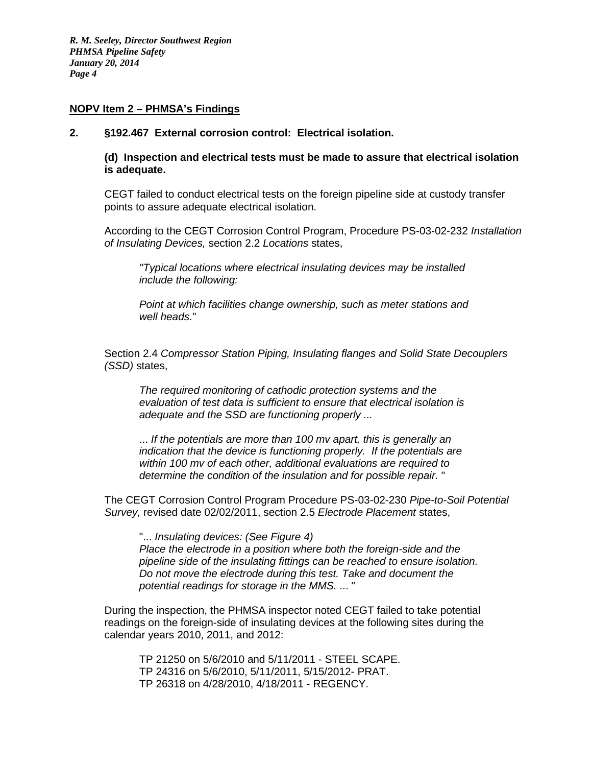**NOPV Item 2 – PHMSA's Findings**

**2. §192.467 External corrosion control: Electrical isolation.**

**(d) Inspection and electrical tests must be made to assure that electrical isolation is adequate.**

CEGT failed to conduct electrical tests on the foreign pipeline side at custody transfer points to assure adequate electrical isolation.

According to the CEGT Corrosion Control Program, Procedure PS-03-02-232 *Installation of Insulating Devices,* section 2.2 *Locations* states,

> *"Typical locations where electrical insulating devices may be installed include the following:*
>
> *Point at which facilities change ownership, such as meter stations and well heads."*

Section 2.4 *Compressor Station Piping, Insulating flanges and Solid State Decouplers (SSD)* states,

> *The required monitoring of cathodic protection systems and the evaluation of test data is sufficient to ensure that electrical isolation is adequate and the SSD are functioning properly ...*
>
> *... If the potentials are more than 100 mv apart, this is generally an indication that the device is functioning properly. If the potentials are within 100 mv of each other, additional evaluations are required to determine the condition of the insulation and for possible repair.* "

The CEGT Corrosion Control Program Procedure PS-03-02-230 *Pipe-to-Soil Potential Survey,* revised date 02/02/2011, section 2.5 *Electrode Placement* states,

> "... *Insulating devices: (See Figure 4)*
> *Place the electrode in a position where both the foreign-side and the pipeline side of the insulating fittings can be reached to ensure isolation. Do not move the electrode during this test. Take and document the potential readings for storage in the MMS.* ... "

During the inspection, the PHMSA inspector noted CEGT failed to take potential readings on the foreign-side of insulating devices at the following sites during the calendar years 2010, 2011, and 2012:

> TP 21250 on 5/6/2010 and 5/11/2011 - STEEL SCAPE.
> TP 24316 on 5/6/2010, 5/11/2011, 5/15/2012- PRAT.
> TP 26318 on 4/28/2010, 4/18/2011 - REGENCY.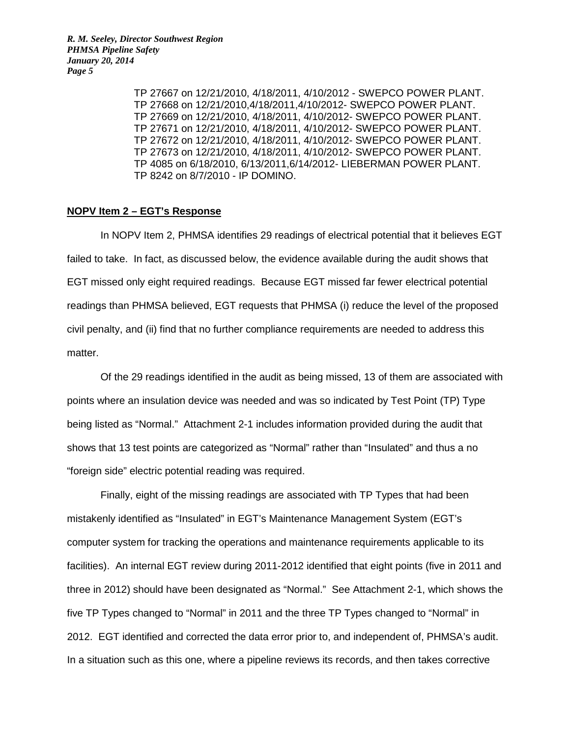TP 27667 on 12/21/2010, 4/18/2011, 4/10/2012 - SWEPCO POWER PLANT.
TP 27668 on 12/21/2010,4/18/2011,4/10/2012- SWEPCO POWER PLANT.
TP 27669 on 12/21/2010, 4/18/2011, 4/10/2012- SWEPCO POWER PLANT.
TP 27671 on 12/21/2010, 4/18/2011, 4/10/2012- SWEPCO POWER PLANT.
TP 27672 on 12/21/2010, 4/18/2011, 4/10/2012- SWEPCO POWER PLANT.
TP 27673 on 12/21/2010, 4/18/2011, 4/10/2012- SWEPCO POWER PLANT.
TP 4085 on 6/18/2010, 6/13/2011,6/14/2012- LIEBERMAN POWER PLANT.
TP 8242 on 8/7/2010 - IP DOMINO.

**NOPV Item 2 – EGT's Response**

In NOPV Item 2, PHMSA identifies 29 readings of electrical potential that it believes EGT failed to take. In fact, as discussed below, the evidence available during the audit shows that EGT missed only eight required readings. Because EGT missed far fewer electrical potential readings than PHMSA believed, EGT requests that PHMSA (i) reduce the level of the proposed civil penalty, and (ii) find that no further compliance requirements are needed to address this matter.

Of the 29 readings identified in the audit as being missed, 13 of them are associated with points where an insulation device was needed and was so indicated by Test Point (TP) Type being listed as "Normal." Attachment 2-1 includes information provided during the audit that shows that 13 test points are categorized as "Normal" rather than "Insulated" and thus a no "foreign side" electric potential reading was required.

Finally, eight of the missing readings are associated with TP Types that had been mistakenly identified as "Insulated" in EGT's Maintenance Management System (EGT's computer system for tracking the operations and maintenance requirements applicable to its facilities). An internal EGT review during 2011-2012 identified that eight points (five in 2011 and three in 2012) should have been designated as "Normal." See Attachment 2-1, which shows the five TP Types changed to "Normal" in 2011 and the three TP Types changed to "Normal" in 2012. EGT identified and corrected the data error prior to, and independent of, PHMSA's audit. In a situation such as this one, where a pipeline reviews its records, and then takes corrective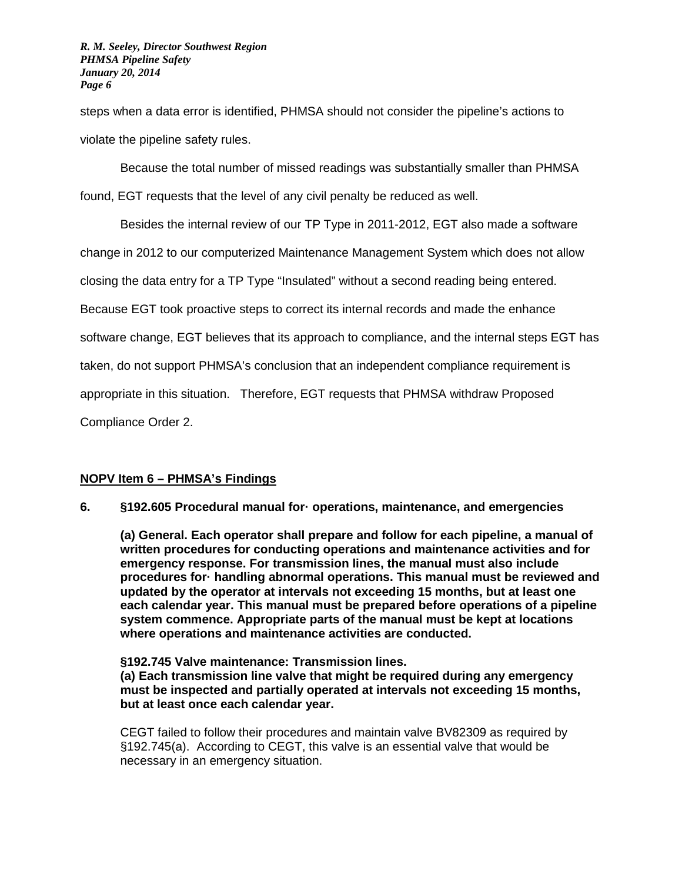steps when a data error is identified, PHMSA should not consider the pipeline's actions to violate the pipeline safety rules.

Because the total number of missed readings was substantially smaller than PHMSA found, EGT requests that the level of any civil penalty be reduced as well.

Besides the internal review of our TP Type in 2011-2012, EGT also made a software change in 2012 to our computerized Maintenance Management System which does not allow closing the data entry for a TP Type "Insulated" without a second reading being entered. Because EGT took proactive steps to correct its internal records and made the enhance software change, EGT believes that its approach to compliance, and the internal steps EGT has taken, do not support PHMSA's conclusion that an independent compliance requirement is appropriate in this situation. Therefore, EGT requests that PHMSA withdraw Proposed Compliance Order 2.

**NOPV Item 6 – PHMSA's Findings**

**6. §192.605 Procedural manual for· operations, maintenance, and emergencies**

**(a) General. Each operator shall prepare and follow for each pipeline, a manual of written procedures for conducting operations and maintenance activities and for emergency response. For transmission lines, the manual must also include procedures for· handling abnormal operations. This manual must be reviewed and updated by the operator at intervals not exceeding 15 months, but at least one each calendar year. This manual must be prepared before operations of a pipeline system commence. Appropriate parts of the manual must be kept at locations where operations and maintenance activities are conducted.**

**§192.745 Valve maintenance: Transmission lines.**
**(a) Each transmission line valve that might be required during any emergency must be inspected and partially operated at intervals not exceeding 15 months, but at least once each calendar year.**

CEGT failed to follow their procedures and maintain valve BV82309 as required by §192.745(a). According to CEGT, this valve is an essential valve that would be necessary in an emergency situation.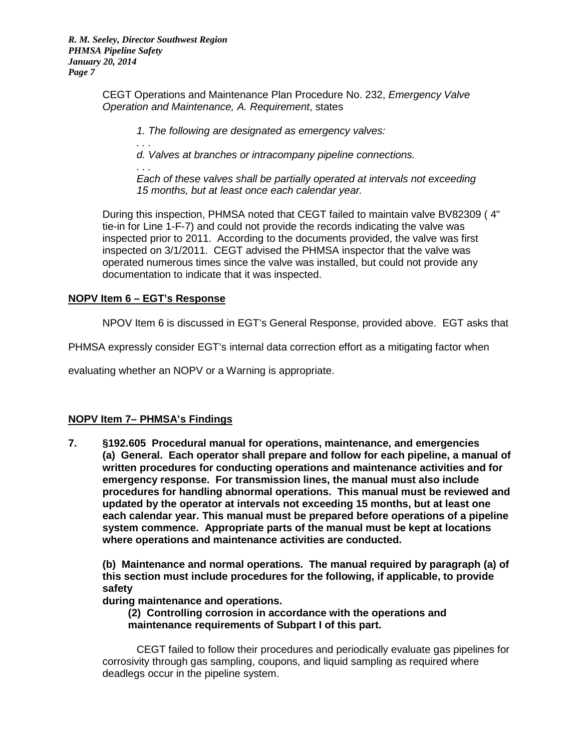CEGT Operations and Maintenance Plan Procedure No. 232, *Emergency Valve Operation and Maintenance, A. Requirement*, states

> *1. The following are designated as emergency valves:*
> *. . .*
> *d. Valves at branches or intracompany pipeline connections.*
> *. . .*
> *Each of these valves shall be partially operated at intervals not exceeding 15 months, but at least once each calendar year.*

During this inspection, PHMSA noted that CEGT failed to maintain valve BV82309 ( 4" tie-in for Line 1-F-7) and could not provide the records indicating the valve was inspected prior to 2011. According to the documents provided, the valve was first inspected on 3/1/2011. CEGT advised the PHMSA inspector that the valve was operated numerous times since the valve was installed, but could not provide any documentation to indicate that it was inspected.

**NOPV Item 6 – EGT's Response**

NPOV Item 6 is discussed in EGT's General Response, provided above. EGT asks that PHMSA expressly consider EGT's internal data correction effort as a mitigating factor when evaluating whether an NOPV or a Warning is appropriate.

**NOPV Item 7– PHMSA's Findings**

**7. §192.605 Procedural manual for operations, maintenance, and emergencies**
**(a) General. Each operator shall prepare and follow for each pipeline, a manual of written procedures for conducting operations and maintenance activities and for emergency response. For transmission lines, the manual must also include procedures for handling abnormal operations. This manual must be reviewed and updated by the operator at intervals not exceeding 15 months, but at least one each calendar year. This manual must be prepared before operations of a pipeline system commence. Appropriate parts of the manual must be kept at locations where operations and maintenance activities are conducted.**

**(b) Maintenance and normal operations. The manual required by paragraph (a) of this section must include procedures for the following, if applicable, to provide safety during maintenance and operations.**
**(2) Controlling corrosion in accordance with the operations and maintenance requirements of Subpart I of this part.**

CEGT failed to follow their procedures and periodically evaluate gas pipelines for corrosivity through gas sampling, coupons, and liquid sampling as required where deadlegs occur in the pipeline system.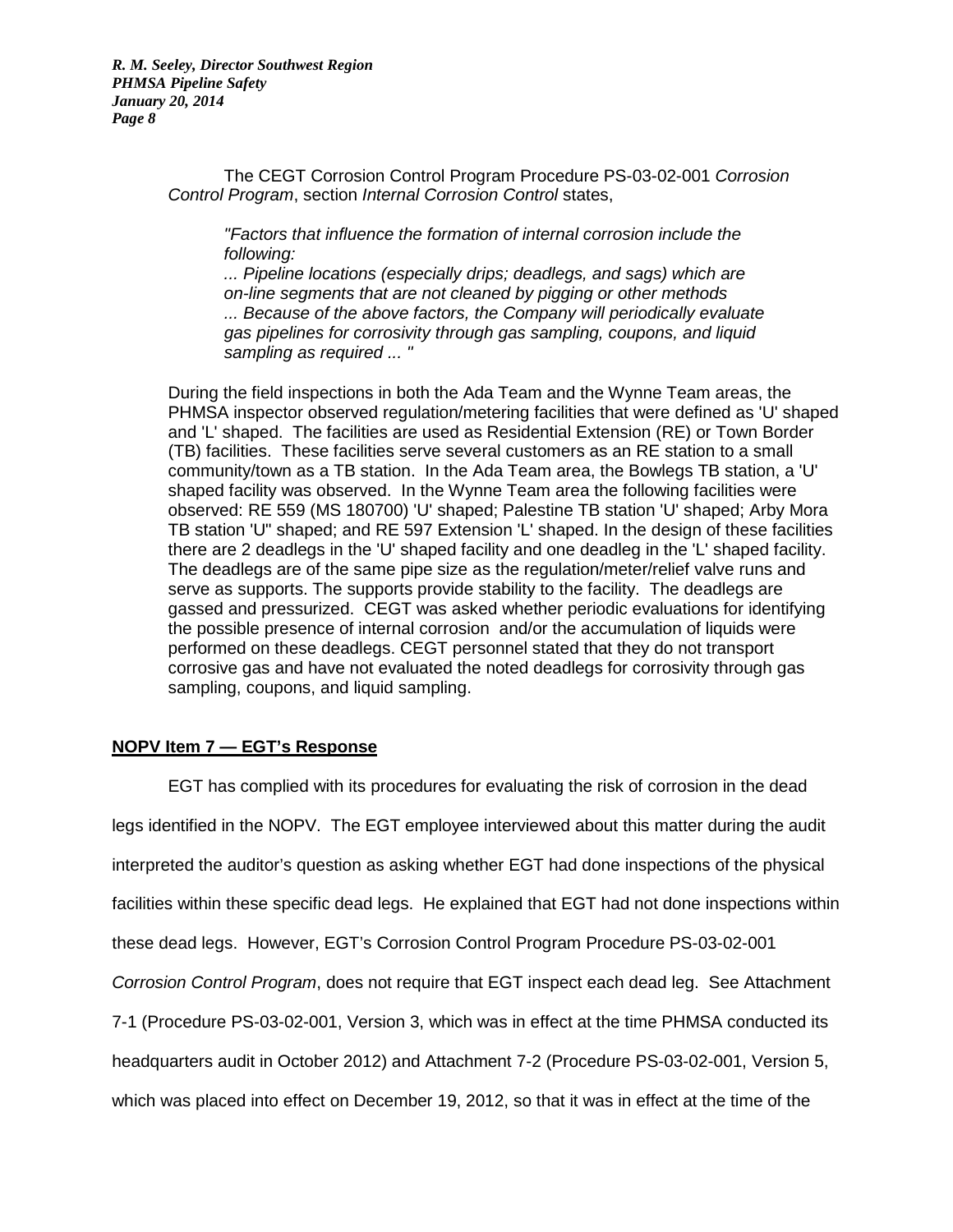The CEGT Corrosion Control Program Procedure PS-03-02-001 *Corrosion Control Program*, section *Internal Corrosion Control* states,

> *"Factors that influence the formation of internal corrosion include the following:*
> *... Pipeline locations (especially drips; deadlegs, and sags) which are on-line segments that are not cleaned by pigging or other methods*
> *... Because of the above factors, the Company will periodically evaluate gas pipelines for corrosivity through gas sampling, coupons, and liquid sampling as required ... "*

During the field inspections in both the Ada Team and the Wynne Team areas, the PHMSA inspector observed regulation/metering facilities that were defined as 'U' shaped and 'L' shaped. The facilities are used as Residential Extension (RE) or Town Border (TB) facilities. These facilities serve several customers as an RE station to a small community/town as a TB station. In the Ada Team area, the Bowlegs TB station, a 'U' shaped facility was observed. In the Wynne Team area the following facilities were observed: RE 559 (MS 180700) 'U' shaped; Palestine TB station 'U' shaped; Arby Mora TB station 'U" shaped; and RE 597 Extension 'L' shaped. In the design of these facilities there are 2 deadlegs in the 'U' shaped facility and one deadleg in the 'L' shaped facility. The deadlegs are of the same pipe size as the regulation/meter/relief valve runs and serve as supports. The supports provide stability to the facility. The deadlegs are gassed and pressurized. CEGT was asked whether periodic evaluations for identifying the possible presence of internal corrosion and/or the accumulation of liquids were performed on these deadlegs. CEGT personnel stated that they do not transport corrosive gas and have not evaluated the noted deadlegs for corrosivity through gas sampling, coupons, and liquid sampling.

## **NOPV Item 7 — EGT's Response**

EGT has complied with its procedures for evaluating the risk of corrosion in the dead legs identified in the NOPV. The EGT employee interviewed about this matter during the audit interpreted the auditor's question as asking whether EGT had done inspections of the physical facilities within these specific dead legs. He explained that EGT had not done inspections within these dead legs. However, EGT's Corrosion Control Program Procedure PS-03-02-001 *Corrosion Control Program*, does not require that EGT inspect each dead leg. See Attachment 7-1 (Procedure PS-03-02-001, Version 3, which was in effect at the time PHMSA conducted its headquarters audit in October 2012) and Attachment 7-2 (Procedure PS-03-02-001, Version 5, which was placed into effect on December 19, 2012, so that it was in effect at the time of the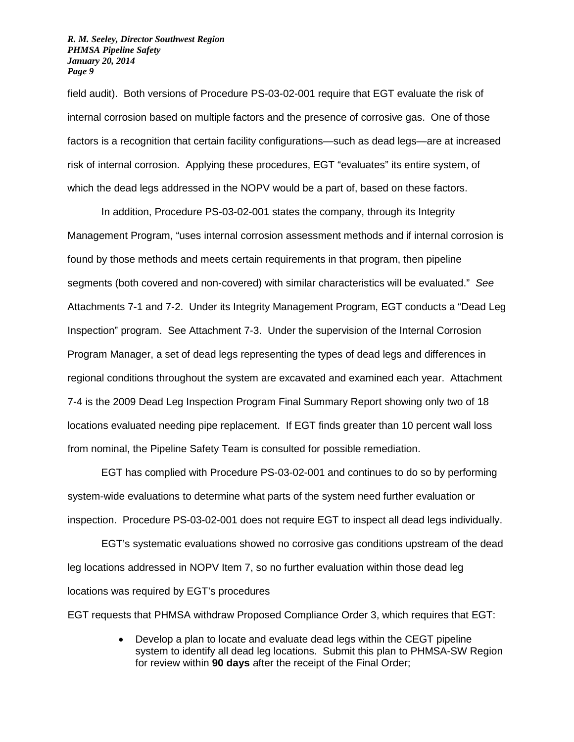field audit). Both versions of Procedure PS-03-02-001 require that EGT evaluate the risk of internal corrosion based on multiple factors and the presence of corrosive gas. One of those factors is a recognition that certain facility configurations—such as dead legs—are at increased risk of internal corrosion. Applying these procedures, EGT "evaluates" its entire system, of which the dead legs addressed in the NOPV would be a part of, based on these factors.

In addition, Procedure PS-03-02-001 states the company, through its Integrity Management Program, "uses internal corrosion assessment methods and if internal corrosion is found by those methods and meets certain requirements in that program, then pipeline segments (both covered and non-covered) with similar characteristics will be evaluated." *See* Attachments 7-1 and 7-2. Under its Integrity Management Program, EGT conducts a "Dead Leg Inspection" program. See Attachment 7-3. Under the supervision of the Internal Corrosion Program Manager, a set of dead legs representing the types of dead legs and differences in regional conditions throughout the system are excavated and examined each year. Attachment 7-4 is the 2009 Dead Leg Inspection Program Final Summary Report showing only two of 18 locations evaluated needing pipe replacement. If EGT finds greater than 10 percent wall loss from nominal, the Pipeline Safety Team is consulted for possible remediation.

EGT has complied with Procedure PS-03-02-001 and continues to do so by performing system-wide evaluations to determine what parts of the system need further evaluation or inspection. Procedure PS-03-02-001 does not require EGT to inspect all dead legs individually.

EGT's systematic evaluations showed no corrosive gas conditions upstream of the dead leg locations addressed in NOPV Item 7, so no further evaluation within those dead leg locations was required by EGT's procedures

EGT requests that PHMSA withdraw Proposed Compliance Order 3, which requires that EGT:

- Develop a plan to locate and evaluate dead legs within the CEGT pipeline system to identify all dead leg locations. Submit this plan to PHMSA-SW Region for review within **90 days** after the receipt of the Final Order;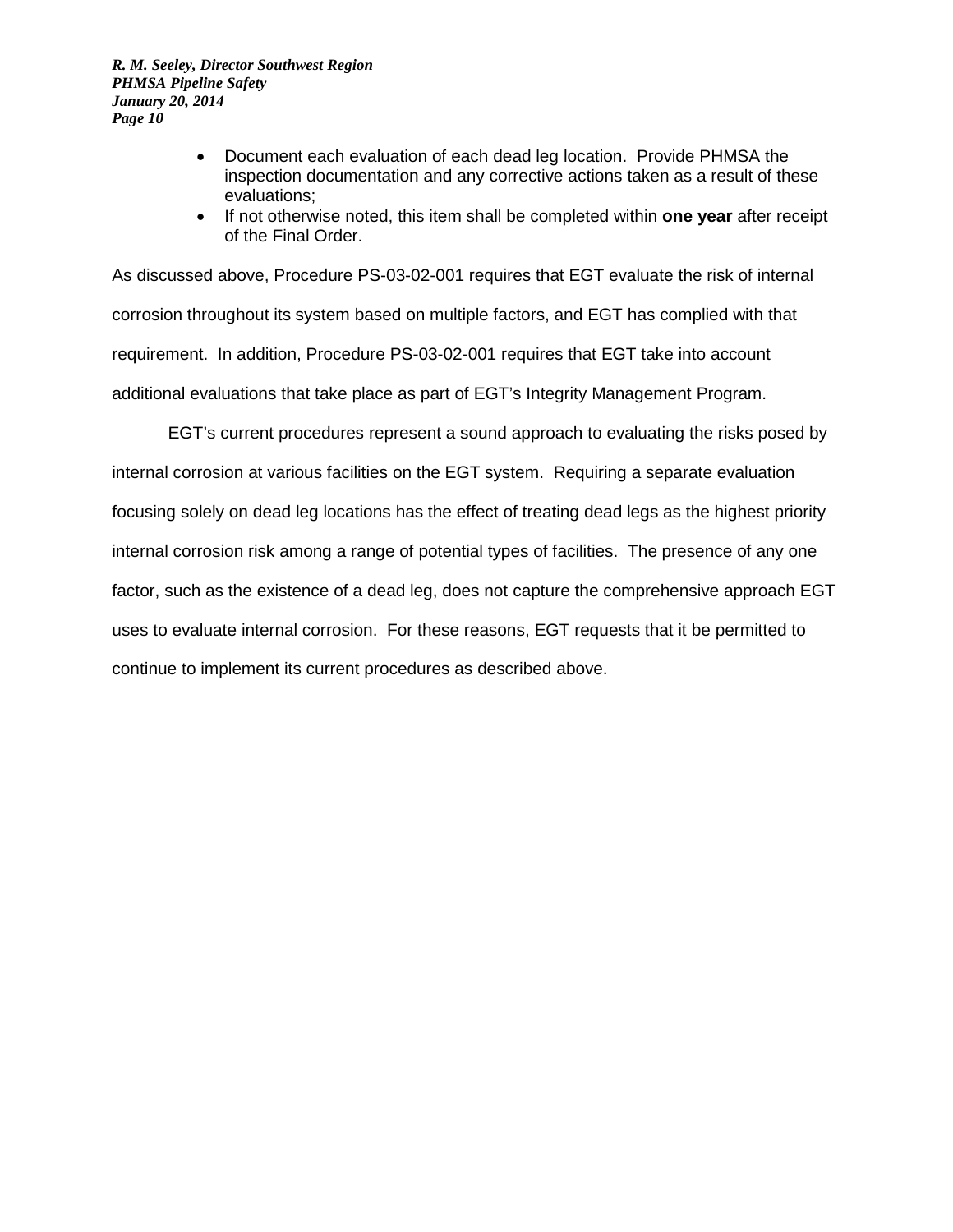- Document each evaluation of each dead leg location. Provide PHMSA the inspection documentation and any corrective actions taken as a result of these evaluations;
- If not otherwise noted, this item shall be completed within **one year** after receipt of the Final Order.

As discussed above, Procedure PS-03-02-001 requires that EGT evaluate the risk of internal corrosion throughout its system based on multiple factors, and EGT has complied with that requirement. In addition, Procedure PS-03-02-001 requires that EGT take into account additional evaluations that take place as part of EGT's Integrity Management Program.

EGT's current procedures represent a sound approach to evaluating the risks posed by internal corrosion at various facilities on the EGT system. Requiring a separate evaluation focusing solely on dead leg locations has the effect of treating dead legs as the highest priority internal corrosion risk among a range of potential types of facilities. The presence of any one factor, such as the existence of a dead leg, does not capture the comprehensive approach EGT uses to evaluate internal corrosion. For these reasons, EGT requests that it be permitted to continue to implement its current procedures as described above.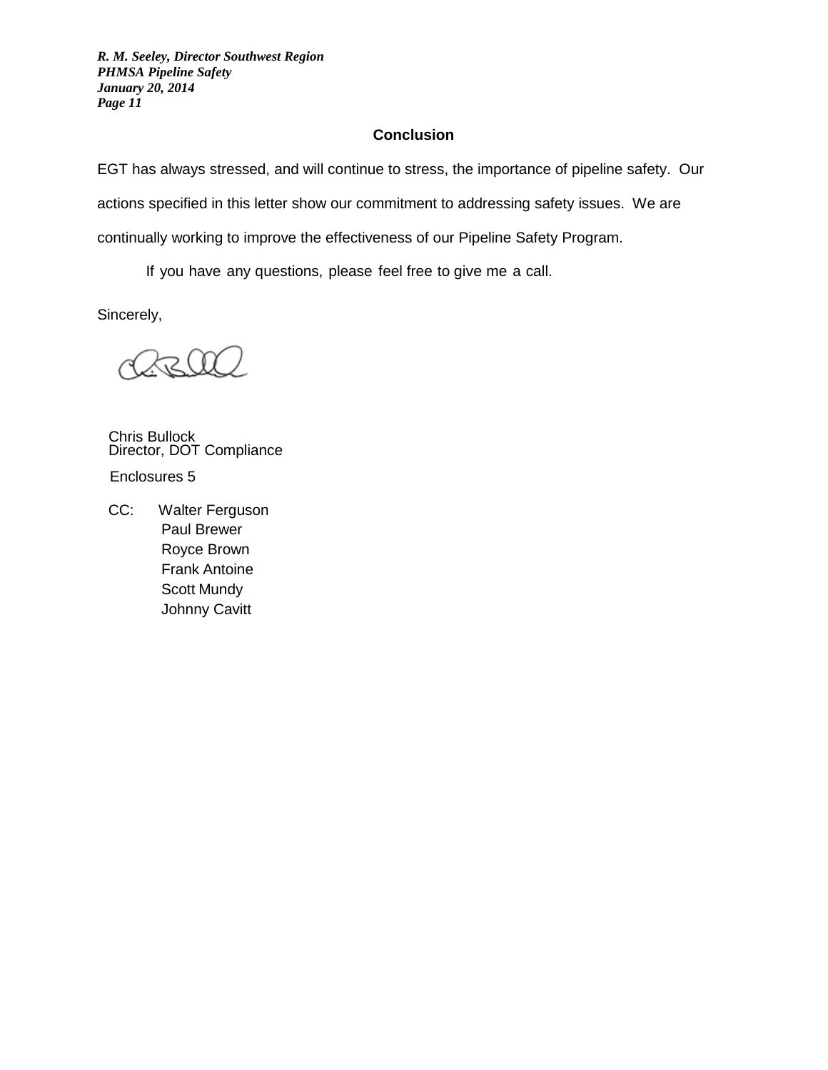## Conclusion

EGT has always stressed, and will continue to stress, the importance of pipeline safety. Our actions specified in this letter show our commitment to addressing safety issues. We are continually working to improve the effectiveness of our Pipeline Safety Program.

If you have any questions, please feel free to give me a call.

Sincerely,

Chris Bullock
Director, DOT Compliance

Enclosures 5

CC: Walter Ferguson
Paul Brewer
Royce Brown
Frank Antoine
Scott Mundy
Johnny Cavitt